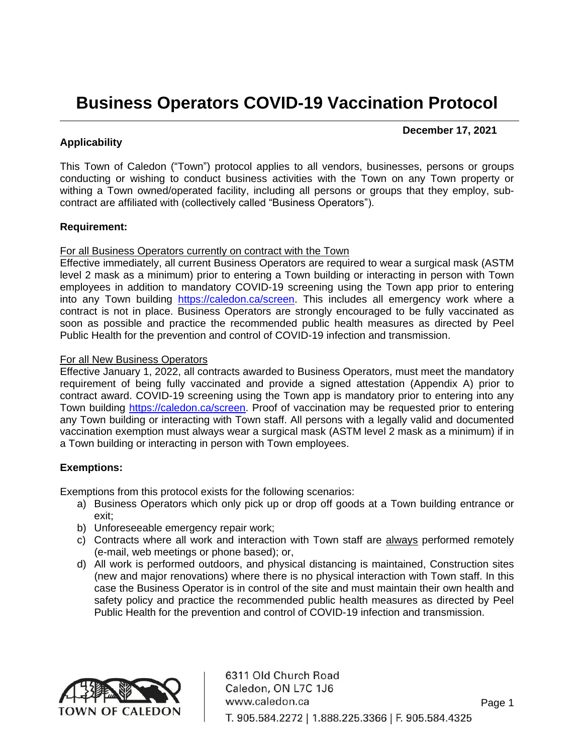# Business Operators COVID-19 Vaccination Protocol

**December 17, 2021**

**Applicability**

This Town of Caledon ("Town") protocol applies to all vendors, businesses, persons or groups conducting or wishing to conduct business activities with the Town on any Town property or withing a Town owned/operated facility, including all persons or groups that they employ, sub-contract are affiliated with (collectively called "Business Operators").

**Requirement:**

For all Business Operators currently on contract with the Town

Effective immediately, all current Business Operators are required to wear a surgical mask (ASTM level 2 mask as a minimum) prior to entering a Town building or interacting in person with Town employees in addition to mandatory COVID-19 screening using the Town app prior to entering into any Town building https://caledon.ca/screen. This includes all emergency work where a contract is not in place. Business Operators are strongly encouraged to be fully vaccinated as soon as possible and practice the recommended public health measures as directed by Peel Public Health for the prevention and control of COVID-19 infection and transmission.

For all New Business Operators

Effective January 1, 2022, all contracts awarded to Business Operators, must meet the mandatory requirement of being fully vaccinated and provide a signed attestation (Appendix A) prior to contract award. COVID-19 screening using the Town app is mandatory prior to entering into any Town building https://caledon.ca/screen. Proof of vaccination may be requested prior to entering any Town building or interacting with Town staff. All persons with a legally valid and documented vaccination exemption must always wear a surgical mask (ASTM level 2 mask as a minimum) if in a Town building or interacting in person with Town employees.

**Exemptions:**

Exemptions from this protocol exists for the following scenarios:

a) Business Operators which only pick up or drop off goods at a Town building entrance or exit;
b) Unforeseeable emergency repair work;
c) Contracts where all work and interaction with Town staff are always performed remotely (e-mail, web meetings or phone based); or,
d) All work is performed outdoors, and physical distancing is maintained, Construction sites (new and major renovations) where there is no physical interaction with Town staff. In this case the Business Operator is in control of the site and must maintain their own health and safety policy and practice the recommended public health measures as directed by Peel Public Health for the prevention and control of COVID-19 infection and transmission.

TOWN OF CALEDON

6311 Old Church Road
Caledon, ON L7C 1J6
www.caledon.ca
T. 905.584.2272 | 1.888.225.3366 | F. 905.584.4325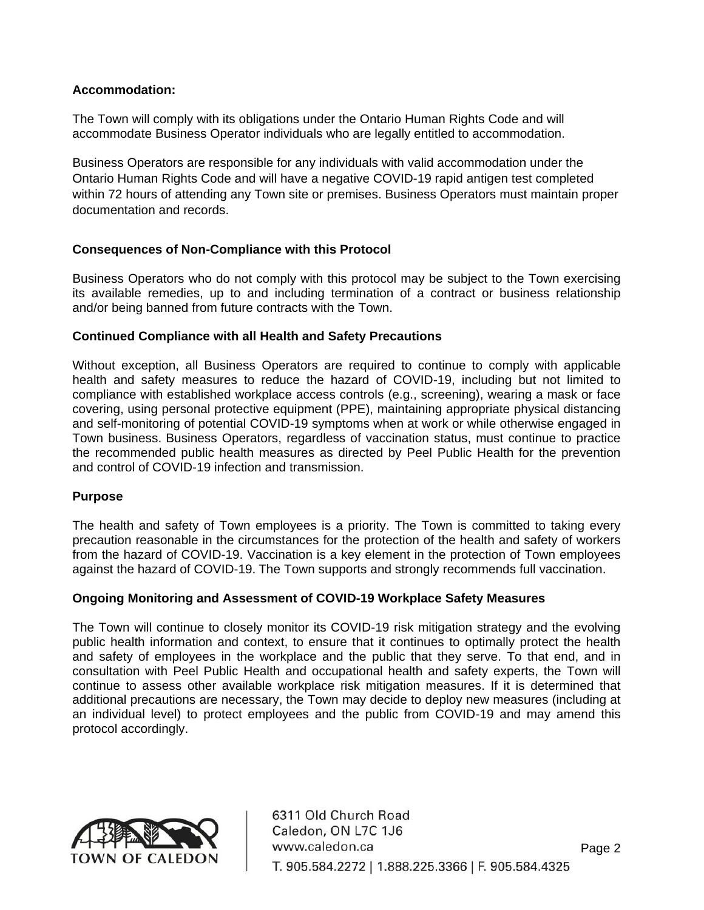**Accommodation:**

The Town will comply with its obligations under the Ontario Human Rights Code and will accommodate Business Operator individuals who are legally entitled to accommodation.

Business Operators are responsible for any individuals with valid accommodation under the Ontario Human Rights Code and will have a negative COVID-19 rapid antigen test completed within 72 hours of attending any Town site or premises. Business Operators must maintain proper documentation and records.

**Consequences of Non-Compliance with this Protocol**

Business Operators who do not comply with this protocol may be subject to the Town exercising its available remedies, up to and including termination of a contract or business relationship and/or being banned from future contracts with the Town.

**Continued Compliance with all Health and Safety Precautions**

Without exception, all Business Operators are required to continue to comply with applicable health and safety measures to reduce the hazard of COVID-19, including but not limited to compliance with established workplace access controls (e.g., screening), wearing a mask or face covering, using personal protective equipment (PPE), maintaining appropriate physical distancing and self-monitoring of potential COVID-19 symptoms when at work or while otherwise engaged in Town business. Business Operators, regardless of vaccination status, must continue to practice the recommended public health measures as directed by Peel Public Health for the prevention and control of COVID-19 infection and transmission.

**Purpose**

The health and safety of Town employees is a priority. The Town is committed to taking every precaution reasonable in the circumstances for the protection of the health and safety of workers from the hazard of COVID-19. Vaccination is a key element in the protection of Town employees against the hazard of COVID-19. The Town supports and strongly recommends full vaccination.

**Ongoing Monitoring and Assessment of COVID-19 Workplace Safety Measures**

The Town will continue to closely monitor its COVID-19 risk mitigation strategy and the evolving public health information and context, to ensure that it continues to optimally protect the health and safety of employees in the workplace and the public that they serve. To that end, and in consultation with Peel Public Health and occupational health and safety experts, the Town will continue to assess other available workplace risk mitigation measures. If it is determined that additional precautions are necessary, the Town may decide to deploy new measures (including at an individual level) to protect employees and the public from COVID-19 and may amend this protocol accordingly.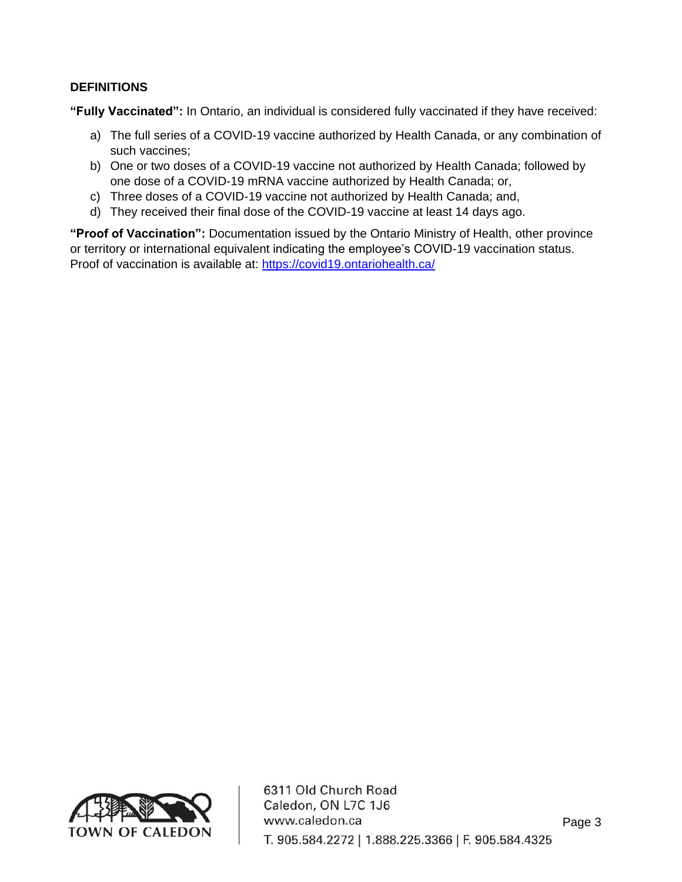**DEFINITIONS**

**"Fully Vaccinated":** In Ontario, an individual is considered fully vaccinated if they have received:

a) The full series of a COVID-19 vaccine authorized by Health Canada, or any combination of such vaccines;
b) One or two doses of a COVID-19 vaccine not authorized by Health Canada; followed by one dose of a COVID-19 mRNA vaccine authorized by Health Canada; or,
c) Three doses of a COVID-19 vaccine not authorized by Health Canada; and,
d) They received their final dose of the COVID-19 vaccine at least 14 days ago.

**"Proof of Vaccination":** Documentation issued by the Ontario Ministry of Health, other province or territory or international equivalent indicating the employee's COVID-19 vaccination status. Proof of vaccination is available at: [https://covid19.ontariohealth.ca/](https://covid19.ontariohealth.ca/)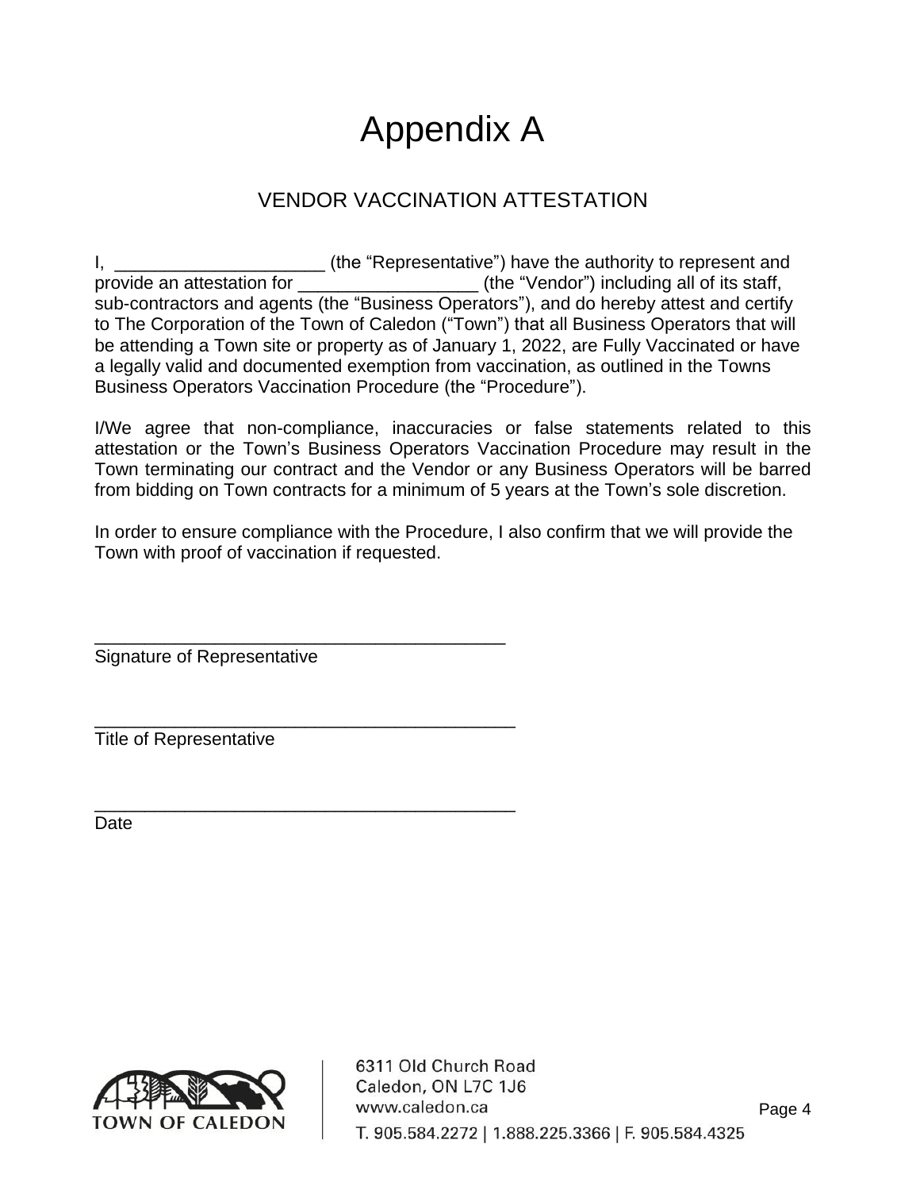# Appendix A

## VENDOR VACCINATION ATTESTATION

I, _____________________ (the "Representative") have the authority to represent and provide an attestation for __________________ (the "Vendor") including all of its staff, sub-contractors and agents (the "Business Operators"), and do hereby attest and certify to The Corporation of the Town of Caledon ("Town") that all Business Operators that will be attending a Town site or property as of January 1, 2022, are Fully Vaccinated or have a legally valid and documented exemption from vaccination, as outlined in the Towns Business Operators Vaccination Procedure (the "Procedure").

I/We agree that non-compliance, inaccuracies or false statements related to this attestation or the Town's Business Operators Vaccination Procedure may result in the Town terminating our contract and the Vendor or any Business Operators will be barred from bidding on Town contracts for a minimum of 5 years at the Town's sole discretion.

In order to ensure compliance with the Procedure, I also confirm that we will provide the Town with proof of vaccination if requested.

_________________________________________
Signature of Representative

_________________________________________
Title of Representative

_________________________________________
Date

TOWN OF CALEDON

6311 Old Church Road
Caledon, ON L7C 1J6
www.caledon.ca
T. 905.584.2272 | 1.888.225.3366 | F. 905.584.4325